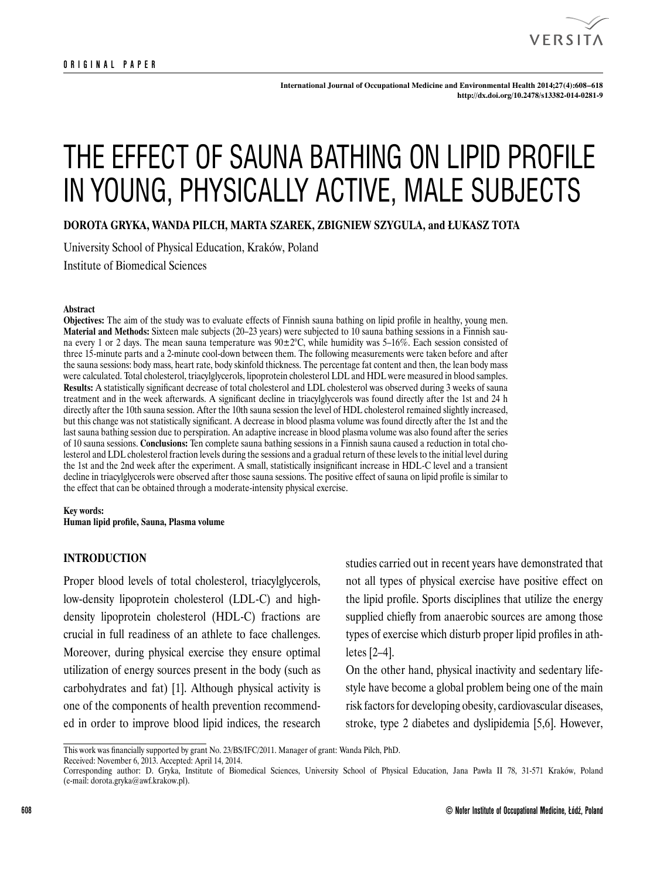ORIGINAL PAPER

# THE EFFECT OF SAUNA BATHING ON LIPID PROFILE IN YOUNG, PHYSICALLY ACTIVE, MALE SUBJECTS

**DOROTA GRYKA, WANDA PILCH, MARTA SZAREK, ZBIGNIEW SZYGULA, and ŁUKASZ TOTA**

University School of Physical Education, Kraków, Poland

Institute of Biomedical Sciences

**Abstract**

**Objectives:** The aim of the study was to evaluate effects of Finnish sauna bathing on lipid profile in healthy, young men. **Material and Methods:** Sixteen male subjects (20–23 years) were subjected to 10 sauna bathing sessions in a Finnish sauna every 1 or 2 days. The mean sauna temperature was 90±2°C, while humidity was 5–16%. Each session consisted of three 15-minute parts and a 2-minute cool-down between them. The following measurements were taken before and after the sauna sessions: body mass, heart rate, body skinfold thickness. The percentage fat content and then, the lean body mass were calculated. Total cholesterol, triacylglycerols, lipoprotein cholesterol LDL and HDL were measured in blood samples. **Results:** A statistically significant decrease of total cholesterol and LDL cholesterol was observed during 3 weeks of sauna treatment and in the week afterwards. A significant decline in triacylglycerols was found directly after the 1st and 24 h directly after the 10th sauna session. After the 10th sauna session the level of HDL cholesterol remained slightly increased, but this change was not statistically significant. A decrease in blood plasma volume was found directly after the 1st and the last sauna bathing session due to perspiration. An adaptive increase in blood plasma volume was also found after the series of 10 sauna sessions. **Conclusions:** Ten complete sauna bathing sessions in a Finnish sauna caused a reduction in total cholesterol and LDL cholesterol fraction levels during the sessions and a gradual return of these levels to the initial level during the 1st and the 2nd week after the experiment. A small, statistically insignificant increase in HDL-C level and a transient decline in triacylglycerols were observed after those sauna sessions. The positive effect of sauna on lipid profile is similar to the effect that can be obtained through a moderate-intensity physical exercise.

**Key words:**
**Human lipid profile, Sauna, Plasma volume**

## INTRODUCTION

Proper blood levels of total cholesterol, triacylglycerols, low-density lipoprotein cholesterol (LDL-C) and high-density lipoprotein cholesterol (HDL-C) fractions are crucial in full readiness of an athlete to face challenges. Moreover, during physical exercise they ensure optimal utilization of energy sources present in the body (such as carbohydrates and fat) [1]. Although physical activity is one of the components of health prevention recommended in order to improve blood lipid indices, the research studies carried out in recent years have demonstrated that not all types of physical exercise have positive effect on the lipid profile. Sports disciplines that utilize the energy supplied chiefly from anaerobic sources are among those types of exercise which disturb proper lipid profiles in athletes [2–4].

On the other hand, physical inactivity and sedentary lifestyle have become a global problem being one of the main risk factors for developing obesity, cardiovascular diseases, stroke, type 2 diabetes and dyslipidemia [5,6]. However,

This work was financially supported by grant No. 23/BS/IFC/2011. Manager of grant: Wanda Pilch, PhD.
Received: November 6, 2013. Accepted: April 14, 2014.
Corresponding author: D. Gryka, Institute of Biomedical Sciences, University School of Physical Education, Jana Pawła II 78, 31-571 Kraków, Poland (e-mail: dorota.gryka@awf.krakow.pl).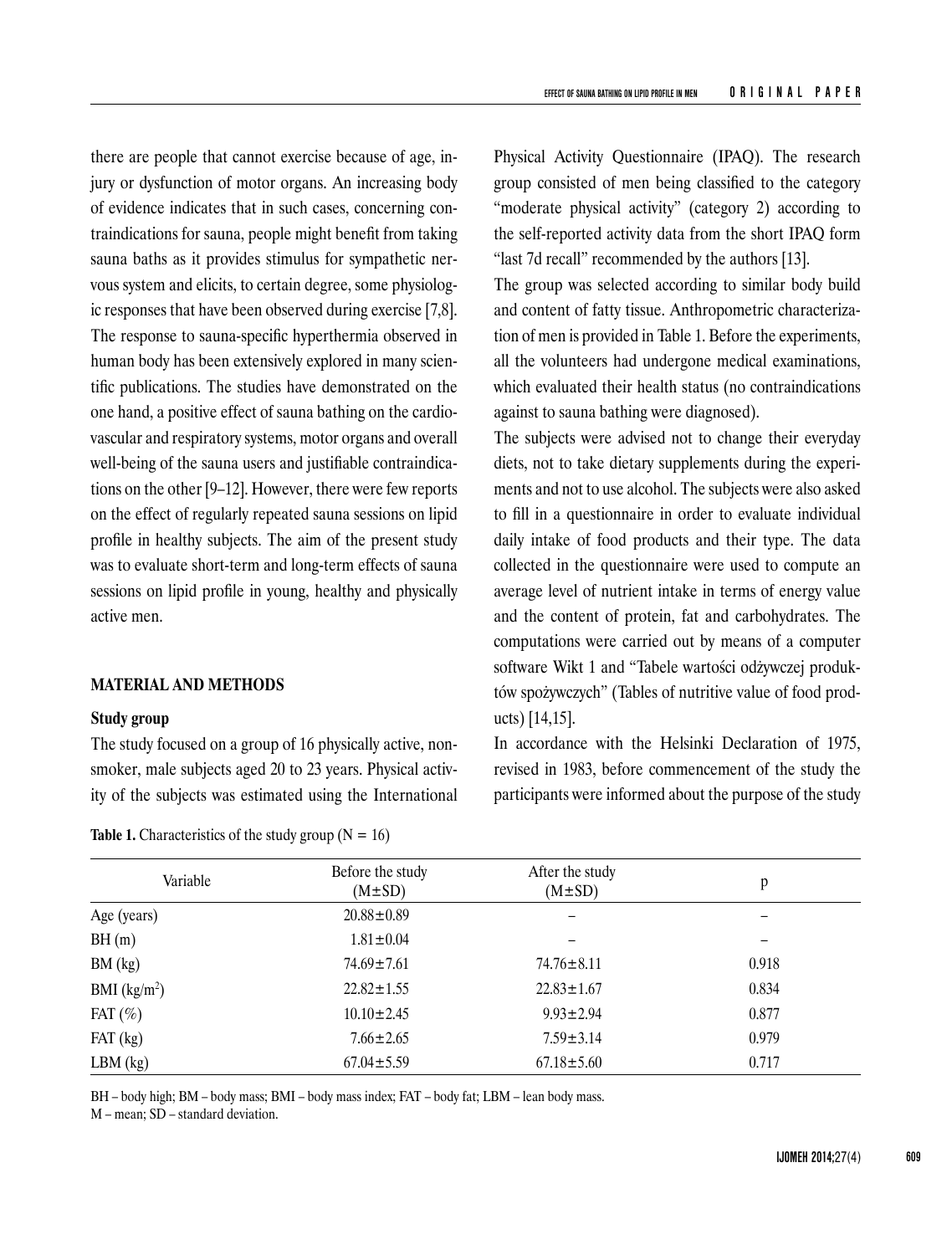there are people that cannot exercise because of age, injury or dysfunction of motor organs. An increasing body of evidence indicates that in such cases, concerning contraindications for sauna, people might benefit from taking sauna baths as it provides stimulus for sympathetic nervous system and elicits, to certain degree, some physiologic responses that have been observed during exercise [7,8]. The response to sauna-specific hyperthermia observed in human body has been extensively explored in many scientific publications. The studies have demonstrated on the one hand, a positive effect of sauna bathing on the cardiovascular and respiratory systems, motor organs and overall well-being of the sauna users and justifiable contraindications on the other [9–12]. However, there were few reports on the effect of regularly repeated sauna sessions on lipid profile in healthy subjects. The aim of the present study was to evaluate short-term and long-term effects of sauna sessions on lipid profile in young, healthy and physically active men.

## MATERIAL AND METHODS

### Study group

The study focused on a group of 16 physically active, non-smoker, male subjects aged 20 to 23 years. Physical activity of the subjects was estimated using the International Physical Activity Questionnaire (IPAQ). The research group consisted of men being classified to the category "moderate physical activity" (category 2) according to the self-reported activity data from the short IPAQ form "last 7d recall" recommended by the authors [13].

The group was selected according to similar body build and content of fatty tissue. Anthropometric characterization of men is provided in Table 1. Before the experiments, all the volunteers had undergone medical examinations, which evaluated their health status (no contraindications against to sauna bathing were diagnosed).

The subjects were advised not to change their everyday diets, not to take dietary supplements during the experiments and not to use alcohol. The subjects were also asked to fill in a questionnaire in order to evaluate individual daily intake of food products and their type. The data collected in the questionnaire were used to compute an average level of nutrient intake in terms of energy value and the content of protein, fat and carbohydrates. The computations were carried out by means of a computer software Wikt 1 and "Tabele wartości odżywczej produktów spożywczych" (Tables of nutritive value of food products) [14,15].

In accordance with the Helsinki Declaration of 1975, revised in 1983, before commencement of the study the participants were informed about the purpose of the study

**Table 1.** Characteristics of the study group (N = 16)

| Variable | Before the study (M±SD) | After the study (M±SD) | p |
|---|---|---|---|
| Age (years) | 20.88±0.89 | – | – |
| BH (m) | 1.81±0.04 | – | – |
| BM (kg) | 74.69±7.61 | 74.76±8.11 | 0.918 |
| BMI (kg/m$^2$) | 22.82±1.55 | 22.83±1.67 | 0.834 |
| FAT (%) | 10.10±2.45 | 9.93±2.94 | 0.877 |
| FAT (kg) | 7.66±2.65 | 7.59±3.14 | 0.979 |
| LBM (kg) | 67.04±5.59 | 67.18±5.60 | 0.717 |

BH – body high; BM – body mass; BMI – body mass index; FAT – body fat; LBM – lean body mass.
M – mean; SD – standard deviation.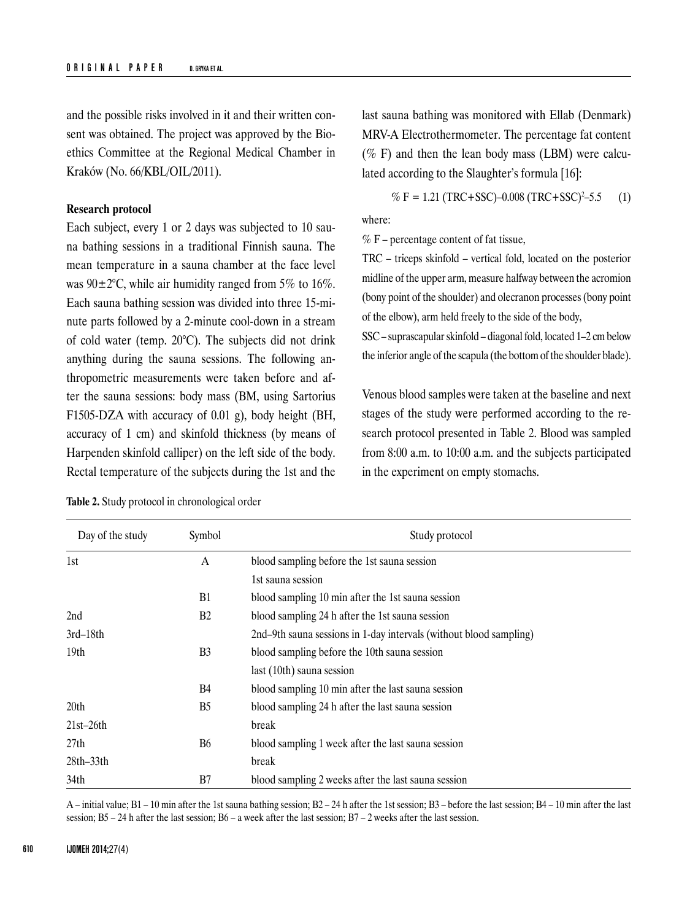and the possible risks involved in it and their written consent was obtained. The project was approved by the Bioethics Committee at the Regional Medical Chamber in Kraków (No. 66/KBL/OIL/2011).

**Research protocol**

Each subject, every 1 or 2 days was subjected to 10 sauna bathing sessions in a traditional Finnish sauna. The mean temperature in a sauna chamber at the face level was 90±2°C, while air humidity ranged from 5% to 16%. Each sauna bathing session was divided into three 15-minute parts followed by a 2-minute cool-down in a stream of cold water (temp. 20°C). The subjects did not drink anything during the sauna sessions. The following anthropometric measurements were taken before and after the sauna sessions: body mass (BM, using Sartorius F1505-DZA with accuracy of 0.01 g), body height (BH, accuracy of 1 cm) and skinfold thickness (by means of Harpenden skinfold calliper) on the left side of the body. Rectal temperature of the subjects during the 1st and the last sauna bathing was monitored with Ellab (Denmark) MRV-A Electrothermometer. The percentage fat content (% F) and then the lean body mass (LBM) were calculated according to the Slaughter's formula [16]:

$$\% F = 1.21\,(TRC+SSC) - 0.008\,(TRC+SSC)^2 - 5.5 \quad (1)$$

where:

% F – percentage content of fat tissue,

TRC – triceps skinfold – vertical fold, located on the posterior midline of the upper arm, measure halfway between the acromion (bony point of the shoulder) and olecranon processes (bony point of the elbow), arm held freely to the side of the body,

SSC – suprascapular skinfold – diagonal fold, located 1–2 cm below the inferior angle of the scapula (the bottom of the shoulder blade).

Venous blood samples were taken at the baseline and next stages of the study were performed according to the research protocol presented in Table 2. Blood was sampled from 8:00 a.m. to 10:00 a.m. and the subjects participated in the experiment on empty stomachs.

**Table 2.** Study protocol in chronological order

| Day of the study | Symbol | Study protocol |
|---|---|---|
| 1st | A | blood sampling before the 1st sauna session |
| | | 1st sauna session |
| | B1 | blood sampling 10 min after the 1st sauna session |
| 2nd | B2 | blood sampling 24 h after the 1st sauna session |
| 3rd–18th | | 2nd–9th sauna sessions in 1-day intervals (without blood sampling) |
| 19th | B3 | blood sampling before the 10th sauna session |
| | | last (10th) sauna session |
| | B4 | blood sampling 10 min after the last sauna session |
| 20th | B5 | blood sampling 24 h after the last sauna session |
| 21st–26th | | break |
| 27th | B6 | blood sampling 1 week after the last sauna session |
| 28th–33th | | break |
| 34th | B7 | blood sampling 2 weeks after the last sauna session |

A – initial value; B1 – 10 min after the 1st sauna bathing session; B2 – 24 h after the 1st session; B3 – before the last session; B4 – 10 min after the last session; B5 – 24 h after the last session; B6 – a week after the last session; B7 – 2 weeks after the last session.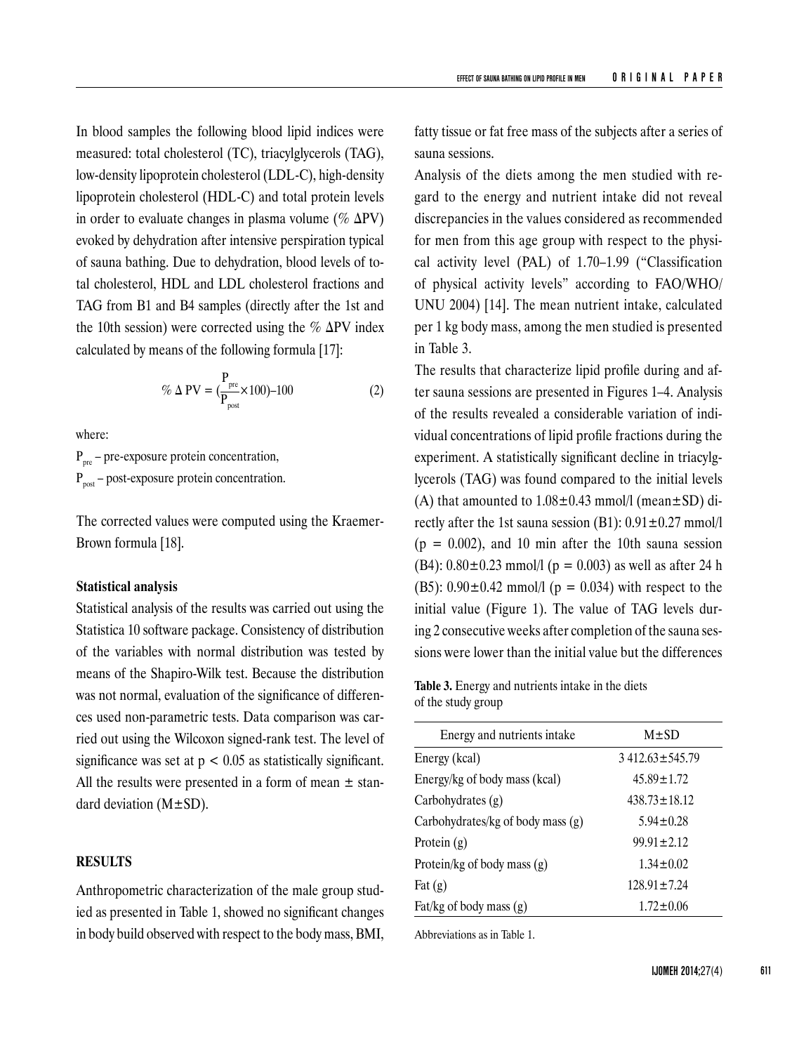In blood samples the following blood lipid indices were measured: total cholesterol (TC), triacylglycerols (TAG), low-density lipoprotein cholesterol (LDL-C), high-density lipoprotein cholesterol (HDL-C) and total protein levels in order to evaluate changes in plasma volume (% ΔPV) evoked by dehydration after intensive perspiration typical of sauna bathing. Due to dehydration, blood levels of total cholesterol, HDL and LDL cholesterol fractions and TAG from B1 and B4 samples (directly after the 1st and the 10th session) were corrected using the % ΔPV index calculated by means of the following formula [17]:

$$\% \Delta \text{PV} = (\frac{P_{pre}}{P_{post}} \times 100) - 100 \qquad (2)$$

where:

$P_{pre}$ – pre-exposure protein concentration,
$P_{post}$ – post-exposure protein concentration.

The corrected values were computed using the Kraemer-Brown formula [18].

**Statistical analysis**

Statistical analysis of the results was carried out using the Statistica 10 software package. Consistency of distribution of the variables with normal distribution was tested by means of the Shapiro-Wilk test. Because the distribution was not normal, evaluation of the significance of differences used non-parametric tests. Data comparison was carried out using the Wilcoxon signed-rank test. The level of significance was set at $p < 0.05$ as statistically significant. All the results were presented in a form of mean ± standard deviation (M±SD).

## RESULTS

Anthropometric characterization of the male group studied as presented in Table 1, showed no significant changes in body build observed with respect to the body mass, BMI, fatty tissue or fat free mass of the subjects after a series of sauna sessions.

Analysis of the diets among the men studied with regard to the energy and nutrient intake did not reveal discrepancies in the values considered as recommended for men from this age group with respect to the physical activity level (PAL) of 1.70–1.99 ("Classification of physical activity levels" according to FAO/WHO/UNU 2004) [14]. The mean nutrient intake, calculated per 1 kg body mass, among the men studied is presented in Table 3.

The results that characterize lipid profile during and after sauna sessions are presented in Figures 1–4. Analysis of the results revealed a considerable variation of individual concentrations of lipid profile fractions during the experiment. A statistically significant decline in triacylglycerols (TAG) was found compared to the initial levels (A) that amounted to 1.08±0.43 mmol/l (mean±SD) directly after the 1st sauna session (B1): 0.91±0.27 mmol/l ($p = 0.002$), and 10 min after the 10th sauna session (B4): 0.80±0.23 mmol/l ($p = 0.003$) as well as after 24 h (B5): 0.90±0.42 mmol/l ($p = 0.034$) with respect to the initial value (Figure 1). The value of TAG levels during 2 consecutive weeks after completion of the sauna sessions were lower than the initial value but the differences

**Table 3.** Energy and nutrients intake in the diets of the study group

| Energy and nutrients intake | M±SD |
|---|---|
| Energy (kcal) | 3 412.63±545.79 |
| Energy/kg of body mass (kcal) | 45.89±1.72 |
| Carbohydrates (g) | 438.73±18.12 |
| Carbohydrates/kg of body mass (g) | 5.94±0.28 |
| Protein (g) | 99.91±2.12 |
| Protein/kg of body mass (g) | 1.34±0.02 |
| Fat (g) | 128.91±7.24 |
| Fat/kg of body mass (g) | 1.72±0.06 |

Abbreviations as in Table 1.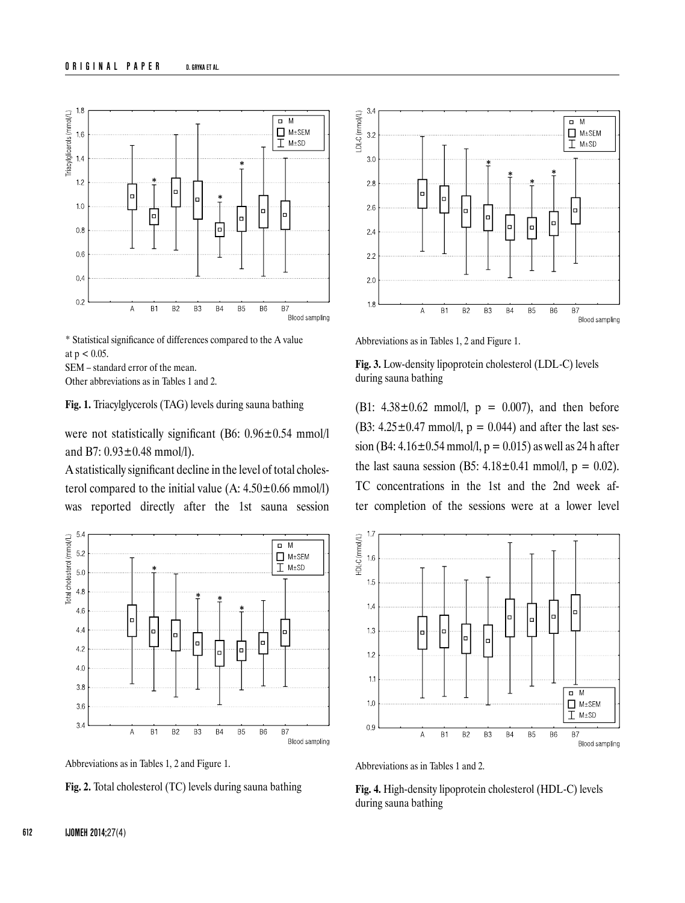* Statistical significance of differences compared to the A value at $p < 0.05$.
SEM – standard error of the mean.
Other abbreviations as in Tables 1 and 2.

**Fig. 1.** Triacylglycerols (TAG) levels during sauna bathing

were not statistically significant (B6: 0.96±0.54 mmol/l and B7: 0.93±0.48 mmol/l).

A statistically significant decline in the level of total cholesterol compared to the initial value (A: 4.50±0.66 mmol/l) was reported directly after the 1st sauna session (B1: 4.38±0.62 mmol/l, $p = 0.007$), and then before (B3: 4.25±0.47 mmol/l, $p = 0.044$) and after the last session (B4: 4.16±0.54 mmol/l, $p = 0.015$) as well as 24 h after the last sauna session (B5: 4.18±0.41 mmol/l, $p = 0.02$). TC concentrations in the 1st and the 2nd week after completion of the sessions were at a lower level

Abbreviations as in Tables 1, 2 and Figure 1.

**Fig. 2.** Total cholesterol (TC) levels during sauna bathing

Abbreviations as in Tables 1, 2 and Figure 1.

**Fig. 3.** Low-density lipoprotein cholesterol (LDL-C) levels during sauna bathing

Abbreviations as in Tables 1 and 2.

**Fig. 4.** High-density lipoprotein cholesterol (HDL-C) levels during sauna bathing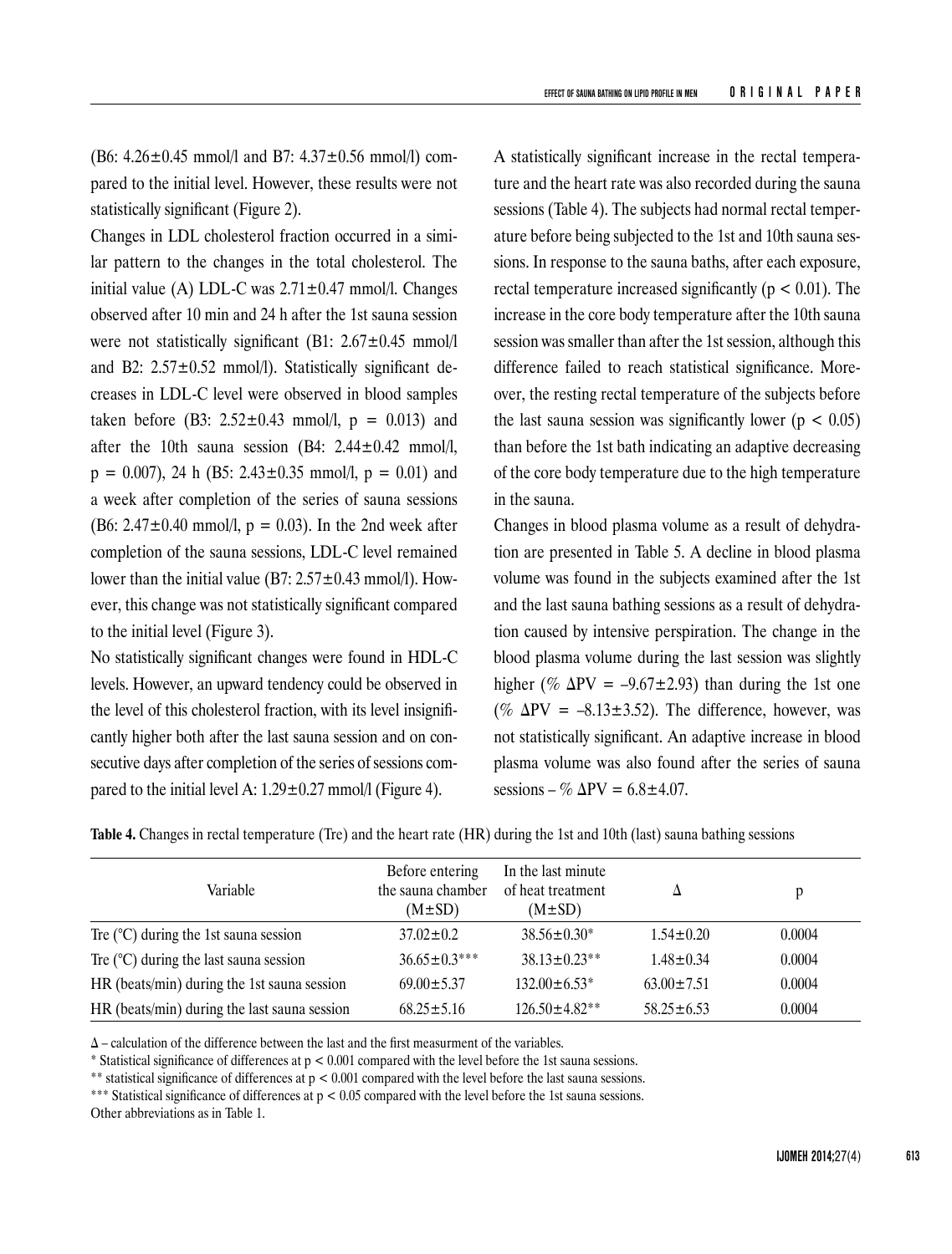(B6: 4.26±0.45 mmol/l and B7: 4.37±0.56 mmol/l) compared to the initial level. However, these results were not statistically significant (Figure 2).

Changes in LDL cholesterol fraction occurred in a similar pattern to the changes in the total cholesterol. The initial value (A) LDL-C was 2.71±0.47 mmol/l. Changes observed after 10 min and 24 h after the 1st sauna session were not statistically significant (B1: 2.67±0.45 mmol/l and B2: 2.57±0.52 mmol/l). Statistically significant decreases in LDL-C level were observed in blood samples taken before (B3: 2.52±0.43 mmol/l, $p = 0.013$) and after the 10th sauna session (B4: 2.44±0.42 mmol/l, $p = 0.007$), 24 h (B5: 2.43±0.35 mmol/l, $p = 0.01$) and a week after completion of the series of sauna sessions (B6: 2.47±0.40 mmol/l, $p = 0.03$). In the 2nd week after completion of the sauna sessions, LDL-C level remained lower than the initial value (B7: 2.57±0.43 mmol/l). However, this change was not statistically significant compared to the initial level (Figure 3).

No statistically significant changes were found in HDL-C levels. However, an upward tendency could be observed in the level of this cholesterol fraction, with its level insignificantly higher both after the last sauna session and on consecutive days after completion of the series of sessions compared to the initial level A: 1.29±0.27 mmol/l (Figure 4).

A statistically significant increase in the rectal temperature and the heart rate was also recorded during the sauna sessions (Table 4). The subjects had normal rectal temperature before being subjected to the 1st and 10th sauna sessions. In response to the sauna baths, after each exposure, rectal temperature increased significantly ($p < 0.01$). The increase in the core body temperature after the 10th sauna session was smaller than after the 1st session, although this difference failed to reach statistical significance. Moreover, the resting rectal temperature of the subjects before the last sauna session was significantly lower ($p < 0.05$) than before the 1st bath indicating an adaptive decreasing of the core body temperature due to the high temperature in the sauna.

Changes in blood plasma volume as a result of dehydration are presented in Table 5. A decline in blood plasma volume was found in the subjects examined after the 1st and the last sauna bathing sessions as a result of dehydration caused by intensive perspiration. The change in the blood plasma volume during the last session was slightly higher (% $\Delta$PV = –9.67±2.93) than during the 1st one (% $\Delta$PV = –8.13±3.52). The difference, however, was not statistically significant. An adaptive increase in blood plasma volume was also found after the series of sauna sessions – % $\Delta$PV = 6.8±4.07.

**Table 4.** Changes in rectal temperature (Tre) and the heart rate (HR) during the 1st and 10th (last) sauna bathing sessions

| Variable | Before entering the sauna chamber (M±SD) | In the last minute of heat treatment (M±SD) | $\Delta$ | p |
|---|---|---|---|---|
| Tre (°C) during the 1st sauna session | 37.02±0.2 | 38.56±0.30* | 1.54±0.20 | 0.0004 |
| Tre (°C) during the last sauna session | 36.65±0.3*** | 38.13±0.23** | 1.48±0.34 | 0.0004 |
| HR (beats/min) during the 1st sauna session | 69.00±5.37 | 132.00±6.53* | 63.00±7.51 | 0.0004 |
| HR (beats/min) during the last sauna session | 68.25±5.16 | 126.50±4.82** | 58.25±6.53 | 0.0004 |

$\Delta$ – calculation of the difference between the last and the first measurment of the variables.
* Statistical significance of differences at $p < 0.001$ compared with the level before the 1st sauna sessions.
** statistical significance of differences at $p < 0.001$ compared with the level before the last sauna sessions.
*** Statistical significance of differences at $p < 0.05$ compared with the level before the 1st sauna sessions.
Other abbreviations as in Table 1.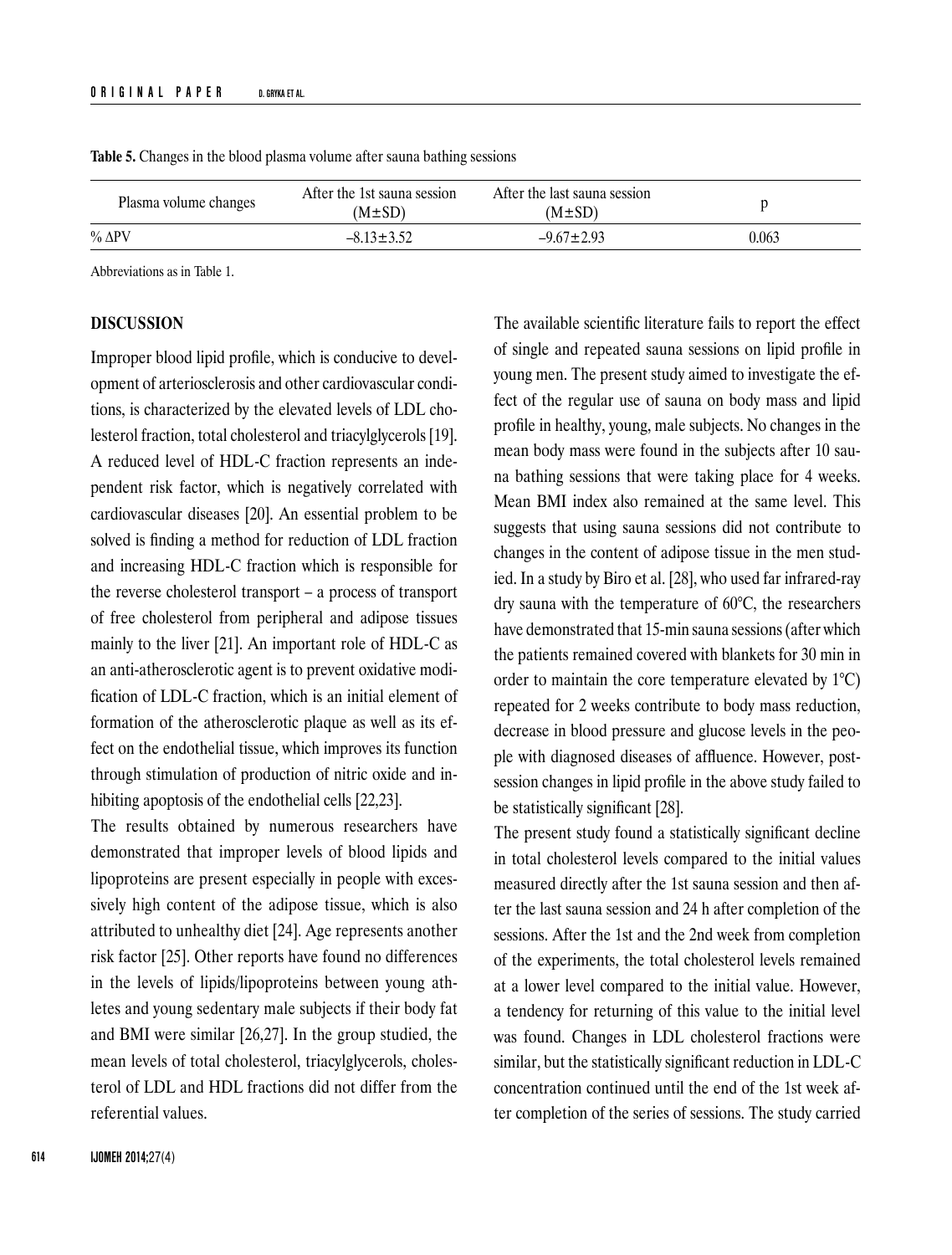**Table 5.** Changes in the blood plasma volume after sauna bathing sessions

| Plasma volume changes | After the 1st sauna session (M±SD) | After the last sauna session (M±SD) | p |
|---|---|---|---|
| % ΔPV | −8.13±3.52 | −9.67±2.93 | 0.063 |

Abbreviations as in Table 1.

## DISCUSSION

Improper blood lipid profile, which is conducive to development of arteriosclerosis and other cardiovascular conditions, is characterized by the elevated levels of LDL cholesterol fraction, total cholesterol and triacylglycerols [19]. A reduced level of HDL-C fraction represents an independent risk factor, which is negatively correlated with cardiovascular diseases [20]. An essential problem to be solved is finding a method for reduction of LDL fraction and increasing HDL-C fraction which is responsible for the reverse cholesterol transport – a process of transport of free cholesterol from peripheral and adipose tissues mainly to the liver [21]. An important role of HDL-C as an anti-atherosclerotic agent is to prevent oxidative modification of LDL-C fraction, which is an initial element of formation of the atherosclerotic plaque as well as its effect on the endothelial tissue, which improves its function through stimulation of production of nitric oxide and inhibiting apoptosis of the endothelial cells [22,23].

The results obtained by numerous researchers have demonstrated that improper levels of blood lipids and lipoproteins are present especially in people with excessively high content of the adipose tissue, which is also attributed to unhealthy diet [24]. Age represents another risk factor [25]. Other reports have found no differences in the levels of lipids/lipoproteins between young athletes and young sedentary male subjects if their body fat and BMI were similar [26,27]. In the group studied, the mean levels of total cholesterol, triacylglycerols, cholesterol of LDL and HDL fractions did not differ from the referential values.

The available scientific literature fails to report the effect of single and repeated sauna sessions on lipid profile in young men. The present study aimed to investigate the effect of the regular use of sauna on body mass and lipid profile in healthy, young, male subjects. No changes in the mean body mass were found in the subjects after 10 sauna bathing sessions that were taking place for 4 weeks. Mean BMI index also remained at the same level. This suggests that using sauna sessions did not contribute to changes in the content of adipose tissue in the men studied. In a study by Biro et al. [28], who used far infrared-ray dry sauna with the temperature of 60°C, the researchers have demonstrated that 15-min sauna sessions (after which the patients remained covered with blankets for 30 min in order to maintain the core temperature elevated by 1°C) repeated for 2 weeks contribute to body mass reduction, decrease in blood pressure and glucose levels in the people with diagnosed diseases of affluence. However, post-session changes in lipid profile in the above study failed to be statistically significant [28].

The present study found a statistically significant decline in total cholesterol levels compared to the initial values measured directly after the 1st sauna session and then after the last sauna session and 24 h after completion of the sessions. After the 1st and the 2nd week from completion of the experiments, the total cholesterol levels remained at a lower level compared to the initial value. However, a tendency for returning of this value to the initial level was found. Changes in LDL cholesterol fractions were similar, but the statistically significant reduction in LDL-C concentration continued until the end of the 1st week after completion of the series of sessions. The study carried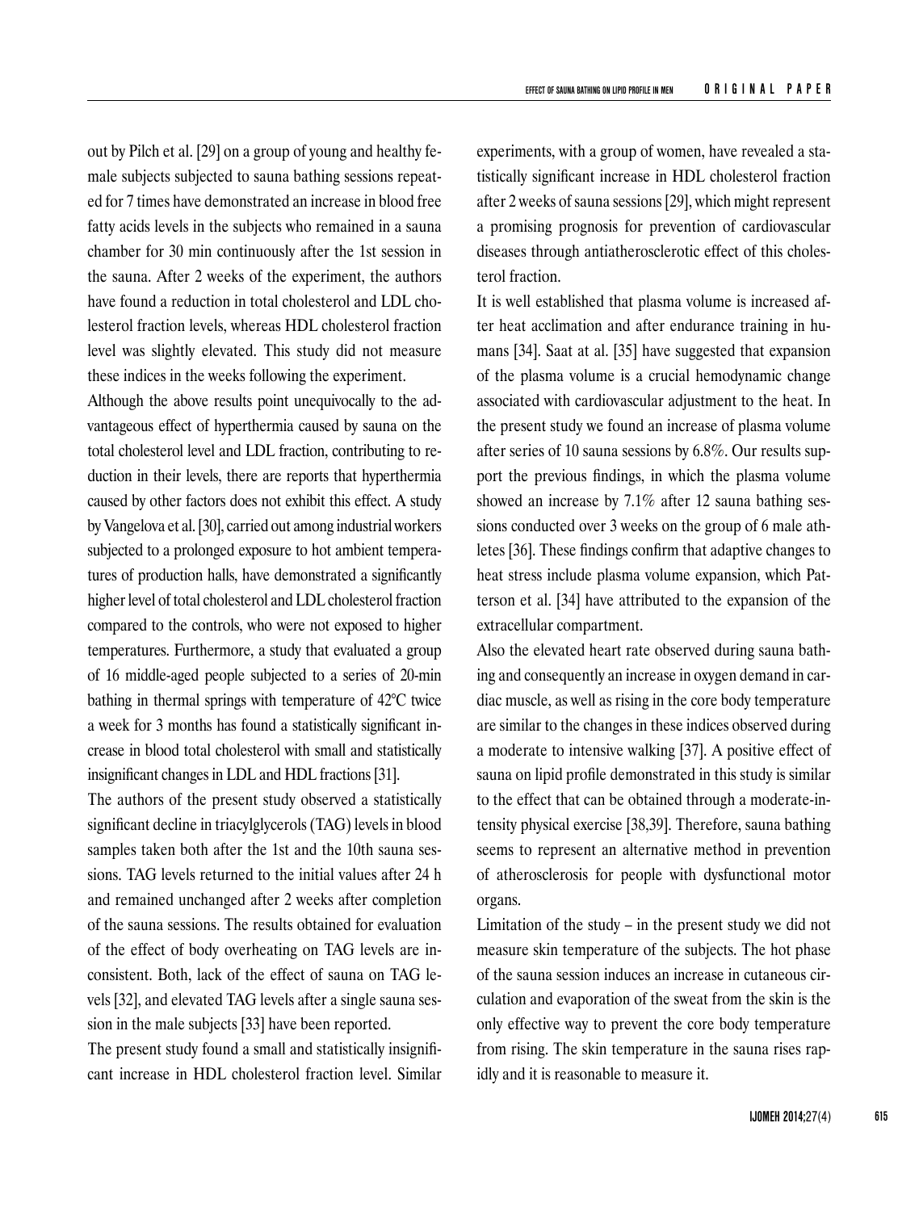out by Pilch et al. [29] on a group of young and healthy female subjects subjected to sauna bathing sessions repeated for 7 times have demonstrated an increase in blood free fatty acids levels in the subjects who remained in a sauna chamber for 30 min continuously after the 1st session in the sauna. After 2 weeks of the experiment, the authors have found a reduction in total cholesterol and LDL cholesterol fraction levels, whereas HDL cholesterol fraction level was slightly elevated. This study did not measure these indices in the weeks following the experiment.

Although the above results point unequivocally to the advantageous effect of hyperthermia caused by sauna on the total cholesterol level and LDL fraction, contributing to reduction in their levels, there are reports that hyperthermia caused by other factors does not exhibit this effect. A study by Vangelova et al. [30], carried out among industrial workers subjected to a prolonged exposure to hot ambient temperatures of production halls, have demonstrated a significantly higher level of total cholesterol and LDL cholesterol fraction compared to the controls, who were not exposed to higher temperatures. Furthermore, a study that evaluated a group of 16 middle-aged people subjected to a series of 20-min bathing in thermal springs with temperature of 42°C twice a week for 3 months has found a statistically significant increase in blood total cholesterol with small and statistically insignificant changes in LDL and HDL fractions [31].

The authors of the present study observed a statistically significant decline in triacylglycerols (TAG) levels in blood samples taken both after the 1st and the 10th sauna sessions. TAG levels returned to the initial values after 24 h and remained unchanged after 2 weeks after completion of the sauna sessions. The results obtained for evaluation of the effect of body overheating on TAG levels are inconsistent. Both, lack of the effect of sauna on TAG levels [32], and elevated TAG levels after a single sauna session in the male subjects [33] have been reported.

The present study found a small and statistically insignificant increase in HDL cholesterol fraction level. Similar experiments, with a group of women, have revealed a statistically significant increase in HDL cholesterol fraction after 2 weeks of sauna sessions [29], which might represent a promising prognosis for prevention of cardiovascular diseases through antiatherosclerotic effect of this cholesterol fraction.

It is well established that plasma volume is increased after heat acclimation and after endurance training in humans [34]. Saat at al. [35] have suggested that expansion of the plasma volume is a crucial hemodynamic change associated with cardiovascular adjustment to the heat. In the present study we found an increase of plasma volume after series of 10 sauna sessions by 6.8%. Our results support the previous findings, in which the plasma volume showed an increase by 7.1% after 12 sauna bathing sessions conducted over 3 weeks on the group of 6 male athletes [36]. These findings confirm that adaptive changes to heat stress include plasma volume expansion, which Patterson et al. [34] have attributed to the expansion of the extracellular compartment.

Also the elevated heart rate observed during sauna bathing and consequently an increase in oxygen demand in cardiac muscle, as well as rising in the core body temperature are similar to the changes in these indices observed during a moderate to intensive walking [37]. A positive effect of sauna on lipid profile demonstrated in this study is similar to the effect that can be obtained through a moderate-intensity physical exercise [38,39]. Therefore, sauna bathing seems to represent an alternative method in prevention of atherosclerosis for people with dysfunctional motor organs.

Limitation of the study – in the present study we did not measure skin temperature of the subjects. The hot phase of the sauna session induces an increase in cutaneous circulation and evaporation of the sweat from the skin is the only effective way to prevent the core body temperature from rising. The skin temperature in the sauna rises rapidly and it is reasonable to measure it.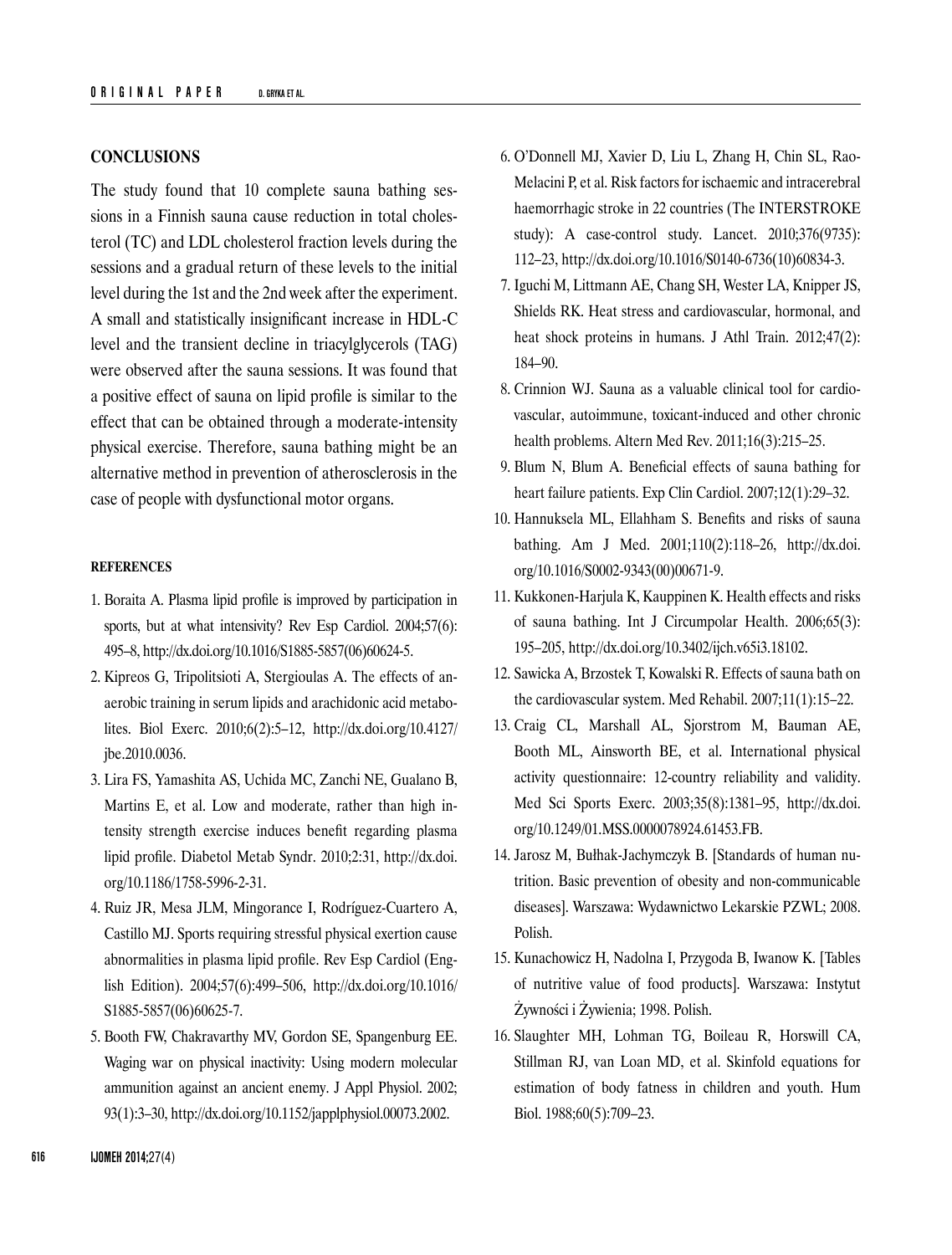## CONCLUSIONS

The study found that 10 complete sauna bathing sessions in a Finnish sauna cause reduction in total cholesterol (TC) and LDL cholesterol fraction levels during the sessions and a gradual return of these levels to the initial level during the 1st and the 2nd week after the experiment. A small and statistically insignificant increase in HDL-C level and the transient decline in triacylglycerols (TAG) were observed after the sauna sessions. It was found that a positive effect of sauna on lipid profile is similar to the effect that can be obtained through a moderate-intensity physical exercise. Therefore, sauna bathing might be an alternative method in prevention of atherosclerosis in the case of people with dysfunctional motor organs.

### REFERENCES

1. Boraita A. Plasma lipid profile is improved by participation in sports, but at what intensity? Rev Esp Cardiol. 2004;57(6): 495–8, http://dx.doi.org/10.1016/S1885-5857(06)60624-5.
2. Kipreos G, Tripolitsioti A, Stergioulas A. The effects of anaerobic training in serum lipids and arachidonic acid metabolites. Biol Exerc. 2010;6(2):5–12, http://dx.doi.org/10.4127/jbe.2010.0036.
3. Lira FS, Yamashita AS, Uchida MC, Zanchi NE, Gualano B, Martins E, et al. Low and moderate, rather than high intensity strength exercise induces benefit regarding plasma lipid profile. Diabetol Metab Syndr. 2010;2:31, http://dx.doi.org/10.1186/1758-5996-2-31.
4. Ruiz JR, Mesa JLM, Mingorance I, Rodríguez-Cuartero A, Castillo MJ. Sports requiring stressful physical exertion cause abnormalities in plasma lipid profile. Rev Esp Cardiol (English Edition). 2004;57(6):499–506, http://dx.doi.org/10.1016/S1885-5857(06)60625-7.
5. Booth FW, Chakravarthy MV, Gordon SE, Spangenburg EE. Waging war on physical inactivity: Using modern molecular ammunition against an ancient enemy. J Appl Physiol. 2002; 93(1):3–30, http://dx.doi.org/10.1152/japplphysiol.00073.2002.
6. O'Donnell MJ, Xavier D, Liu L, Zhang H, Chin SL, Rao-Melacini P, et al. Risk factors for ischaemic and intracerebral haemorrhagic stroke in 22 countries (The INTERSTROKE study): A case-control study. Lancet. 2010;376(9735): 112–23, http://dx.doi.org/10.1016/S0140-6736(10)60834-3.
7. Iguchi M, Littmann AE, Chang SH, Wester LA, Knipper JS, Shields RK. Heat stress and cardiovascular, hormonal, and heat shock proteins in humans. J Athl Train. 2012;47(2): 184–90.
8. Crinnion WJ. Sauna as a valuable clinical tool for cardiovascular, autoimmune, toxicant-induced and other chronic health problems. Altern Med Rev. 2011;16(3):215–25.
9. Blum N, Blum A. Beneficial effects of sauna bathing for heart failure patients. Exp Clin Cardiol. 2007;12(1):29–32.
10. Hannuksela ML, Ellahham S. Benefits and risks of sauna bathing. Am J Med. 2001;110(2):118–26, http://dx.doi.org/10.1016/S0002-9343(00)00671-9.
11. Kukkonen-Harjula K, Kauppinen K. Health effects and risks of sauna bathing. Int J Circumpolar Health. 2006;65(3): 195–205, http://dx.doi.org/10.3402/ijch.v65i3.18102.
12. Sawicka A, Brzostek T, Kowalski R. Effects of sauna bath on the cardiovascular system. Med Rehabil. 2007;11(1):15–22.
13. Craig CL, Marshall AL, Sjorstrom M, Bauman AE, Booth ML, Ainsworth BE, et al. International physical activity questionnaire: 12-country reliability and validity. Med Sci Sports Exerc. 2003;35(8):1381–95, http://dx.doi.org/10.1249/01.MSS.0000078924.61453.FB.
14. Jarosz M, Bułhak-Jachymczyk B. [Standards of human nutrition. Basic prevention of obesity and non-communicable diseases]. Warszawa: Wydawnictwo Lekarskie PZWL; 2008. Polish.
15. Kunachowicz H, Nadolna I, Przygoda B, Iwanow K. [Tables of nutritive value of food products]. Warszawa: Instytut Żywności i Żywienia; 1998. Polish.
16. Slaughter MH, Lohman TG, Boileau R, Horswill CA, Stillman RJ, van Loan MD, et al. Skinfold equations for estimation of body fatness in children and youth. Hum Biol. 1988;60(5):709–23.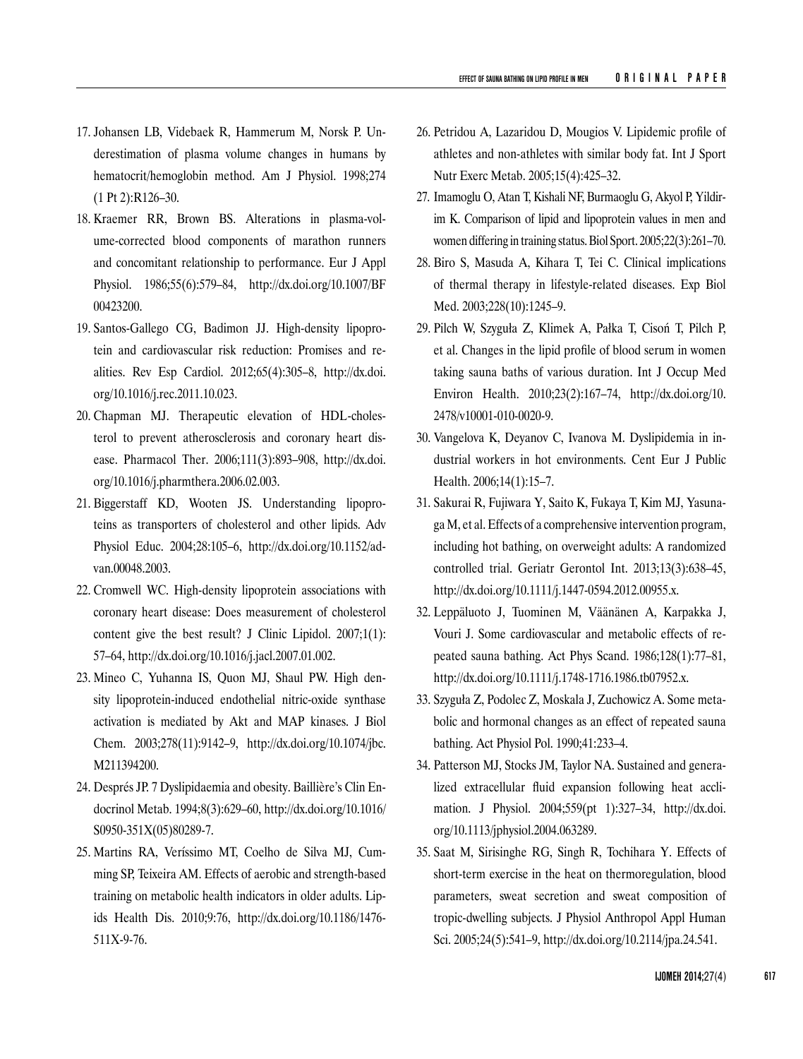17. Johansen LB, Videbaek R, Hammerum M, Norsk P. Underestimation of plasma volume changes in humans by hematocrit/hemoglobin method. Am J Physiol. 1998;274 (1 Pt 2):R126–30.
18. Kraemer RR, Brown BS. Alterations in plasma-volume-corrected blood components of marathon runners and concomitant relationship to performance. Eur J Appl Physiol. 1986;55(6):579–84, http://dx.doi.org/10.1007/BF00423200.
19. Santos-Gallego CG, Badimon JJ. High-density lipoprotein and cardiovascular risk reduction: Promises and realities. Rev Esp Cardiol. 2012;65(4):305–8, http://dx.doi.org/10.1016/j.rec.2011.10.023.
20. Chapman MJ. Therapeutic elevation of HDL-cholesterol to prevent atherosclerosis and coronary heart disease. Pharmacol Ther. 2006;111(3):893–908, http://dx.doi.org/10.1016/j.pharmthera.2006.02.003.
21. Biggerstaff KD, Wooten JS. Understanding lipoproteins as transporters of cholesterol and other lipids. Adv Physiol Educ. 2004;28:105–6, http://dx.doi.org/10.1152/advan.00048.2003.
22. Cromwell WC. High-density lipoprotein associations with coronary heart disease: Does measurement of cholesterol content give the best result? J Clinic Lipidol. 2007;1(1):57–64, http://dx.doi.org/10.1016/j.jacl.2007.01.002.
23. Mineo C, Yuhanna IS, Quon MJ, Shaul PW. High density lipoprotein-induced endothelial nitric-oxide synthase activation is mediated by Akt and MAP kinases. J Biol Chem. 2003;278(11):9142–9, http://dx.doi.org/10.1074/jbc.M211394200.
24. Després JP. 7 Dyslipidaemia and obesity. Baillière's Clin Endocrinol Metab. 1994;8(3):629–60, http://dx.doi.org/10.1016/S0950-351X(05)80289-7.
25. Martins RA, Veríssimo MT, Coelho de Silva MJ, Cumming SP, Teixeira AM. Effects of aerobic and strength-based training on metabolic health indicators in older adults. Lipids Health Dis. 2010;9:76, http://dx.doi.org/10.1186/1476-511X-9-76.
26. Petridou A, Lazaridou D, Mougios V. Lipidemic profile of athletes and non-athletes with similar body fat. Int J Sport Nutr Exerc Metab. 2005;15(4):425–32.
27. Imamoglu O, Atan T, Kishali NF, Burmaoglu G, Akyol P, Yildirim K. Comparison of lipid and lipoprotein values in men and women differing in training status. Biol Sport. 2005;22(3):261–70.
28. Biro S, Masuda A, Kihara T, Tei C. Clinical implications of thermal therapy in lifestyle-related diseases. Exp Biol Med. 2003;228(10):1245–9.
29. Pilch W, Szyguła Z, Klimek A, Pałka T, Cisoń T, Pilch P, et al. Changes in the lipid profile of blood serum in women taking sauna baths of various duration. Int J Occup Med Environ Health. 2010;23(2):167–74, http://dx.doi.org/10.2478/v10001-010-0020-9.
30. Vangelova K, Deyanov C, Ivanova M. Dyslipidemia in industrial workers in hot environments. Cent Eur J Public Health. 2006;14(1):15–7.
31. Sakurai R, Fujiwara Y, Saito K, Fukaya T, Kim MJ, Yasunaga M, et al. Effects of a comprehensive intervention program, including hot bathing, on overweight adults: A randomized controlled trial. Geriatr Gerontol Int. 2013;13(3):638–45, http://dx.doi.org/10.1111/j.1447-0594.2012.00955.x.
32. Leppäluoto J, Tuominen M, Väänänen A, Karpakka J, Vouri J. Some cardiovascular and metabolic effects of repeated sauna bathing. Act Phys Scand. 1986;128(1):77–81, http://dx.doi.org/10.1111/j.1748-1716.1986.tb07952.x.
33. Szyguła Z, Podolec Z, Moskala J, Zuchowicz A. Some metabolic and hormonal changes as an effect of repeated sauna bathing. Act Physiol Pol. 1990;41:233–4.
34. Patterson MJ, Stocks JM, Taylor NA. Sustained and generalized extracellular fluid expansion following heat acclimation. J Physiol. 2004;559(pt 1):327–34, http://dx.doi.org/10.1113/jphysiol.2004.063289.
35. Saat M, Sirisinghe RG, Singh R, Tochihara Y. Effects of short-term exercise in the heat on thermoregulation, blood parameters, sweat secretion and sweat composition of tropic-dwelling subjects. J Physiol Anthropol Appl Human Sci. 2005;24(5):541–9, http://dx.doi.org/10.2114/jpa.24.541.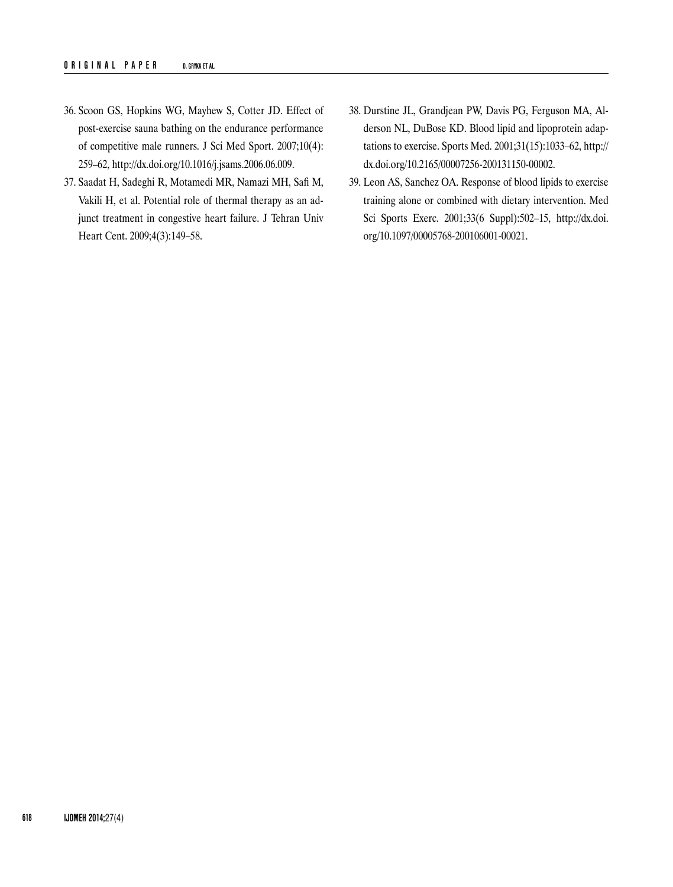36. Scoon GS, Hopkins WG, Mayhew S, Cotter JD. Effect of post-exercise sauna bathing on the endurance performance of competitive male runners. J Sci Med Sport. 2007;10(4): 259–62, http://dx.doi.org/10.1016/j.jsams.2006.06.009.
37. Saadat H, Sadeghi R, Motamedi MR, Namazi MH, Safi M, Vakili H, et al. Potential role of thermal therapy as an adjunct treatment in congestive heart failure. J Tehran Univ Heart Cent. 2009;4(3):149–58.
38. Durstine JL, Grandjean PW, Davis PG, Ferguson MA, Alderson NL, DuBose KD. Blood lipid and lipoprotein adaptations to exercise. Sports Med. 2001;31(15):1033–62, http://dx.doi.org/10.2165/00007256-200131150-00002.
39. Leon AS, Sanchez OA. Response of blood lipids to exercise training alone or combined with dietary intervention. Med Sci Sports Exerc. 2001;33(6 Suppl):502–15, http://dx.doi.org/10.1097/00005768-200106001-00021.